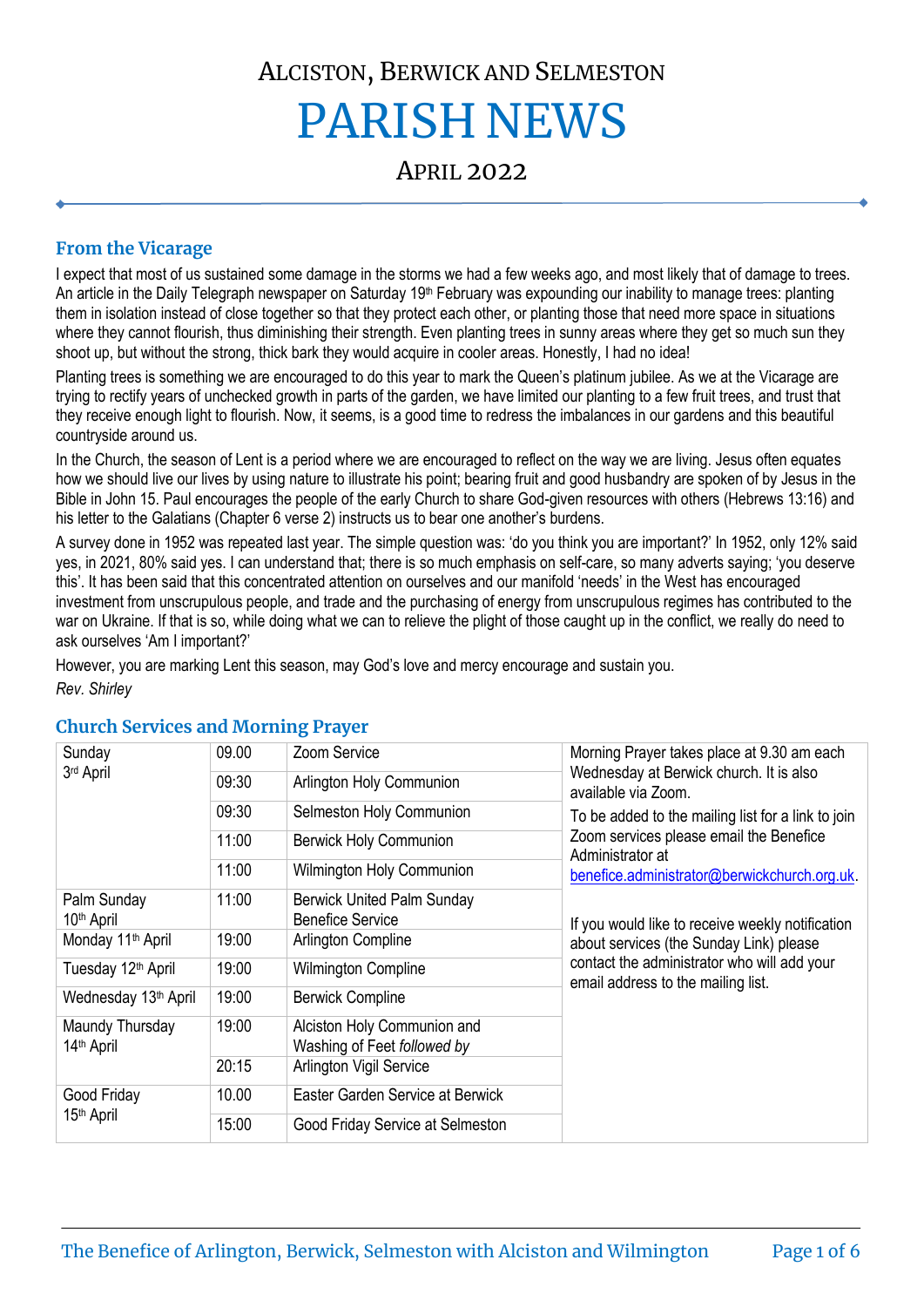# ALCISTON, BERWICK AND SELMESTON

# PARISH NEWS

## APRIL 2022

## From the Vicarage

I expect that most of us sustained some damage in the storms we had a few weeks ago, and most likely that of damage to trees. An article in the Daily Telegraph newspaper on Saturday 19th February was expounding our inability to manage trees: planting them in isolation instead of close together so that they protect each other, or planting those that need more space in situations where they cannot flourish, thus diminishing their strength. Even planting trees in sunny areas where they get so much sun they shoot up, but without the strong, thick bark they would acquire in cooler areas. Honestly, I had no idea!

Planting trees is something we are encouraged to do this year to mark the Queen's platinum jubilee. As we at the Vicarage are trying to rectify years of unchecked growth in parts of the garden, we have limited our planting to a few fruit trees, and trust that they receive enough light to flourish. Now, it seems, is a good time to redress the imbalances in our gardens and this beautiful countryside around us.

In the Church, the season of Lent is a period where we are encouraged to reflect on the way we are living. Jesus often equates how we should live our lives by using nature to illustrate his point; bearing fruit and good husbandry are spoken of by Jesus in the Bible in John 15. Paul encourages the people of the early Church to share God-given resources with others (Hebrews 13:16) and his letter to the Galatians (Chapter 6 verse 2) instructs us to bear one another's burdens.

A survey done in 1952 was repeated last year. The simple question was: 'do you think you are important?' In 1952, only 12% said yes, in 2021, 80% said yes. I can understand that; there is so much emphasis on self-care, so many adverts saying; 'you deserve this'. It has been said that this concentrated attention on ourselves and our manifold 'needs' in the West has encouraged investment from unscrupulous people, and trade and the purchasing of energy from unscrupulous regimes has contributed to the war on Ukraine. If that is so, while doing what we can to relieve the plight of those caught up in the conflict, we really do need to ask ourselves 'Am I important?'

However, you are marking Lent this season, may God's love and mercy encourage and sustain you.

*Rev. Shirley*

## Church Services and Morning Prayer

| Day | Time | Service |
|---|---|---|
| Sunday 3rd April | 09.00 | Zoom Service |
| | 09:30 | Arlington Holy Communion |
| | 09:30 | Selmeston Holy Communion |
| | 11:00 | Berwick Holy Communion |
| | 11:00 | Wilmington Holy Communion |
| Palm Sunday 10th April | 11:00 | Berwick United Palm Sunday Benefice Service |
| Monday 11th April | 19:00 | Arlington Compline |
| Tuesday 12th April | 19:00 | Wilmington Compline |
| Wednesday 13th April | 19:00 | Berwick Compline |
| Maundy Thursday 14th April | 19:00 | Alciston Holy Communion and Washing of Feet *followed by* |
| | 20:15 | Arlington Vigil Service |
| Good Friday 15th April | 10.00 | Easter Garden Service at Berwick |
| | 15:00 | Good Friday Service at Selmeston |

Morning Prayer takes place at 9.30 am each Wednesday at Berwick church. It is also available via Zoom.

To be added to the mailing list for a link to join Zoom services please email the Benefice Administrator at benefice.administrator@berwickchurch.org.uk.

If you would like to receive weekly notification about services (the Sunday Link) please contact the administrator who will add your email address to the mailing list.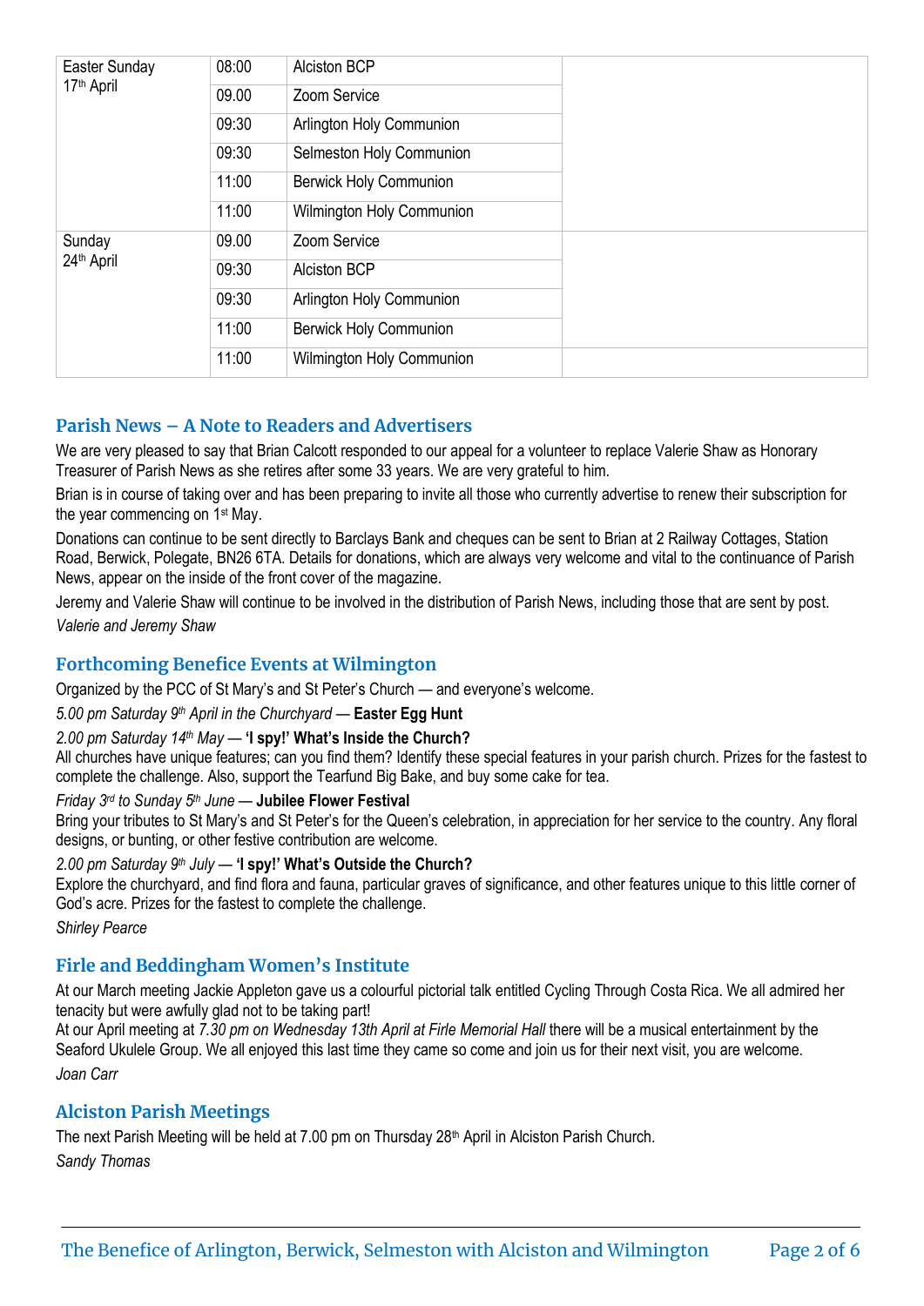| Easter Sunday 17th April | 08:00 | Alciston BCP | |
| --- | --- | --- | --- |
| | 09.00 | Zoom Service | |
| | 09:30 | Arlington Holy Communion | |
| | 09:30 | Selmeston Holy Communion | |
| | 11:00 | Berwick Holy Communion | |
| | 11:00 | Wilmington Holy Communion | |
| Sunday 24th April | 09.00 | Zoom Service | |
| | 09:30 | Alciston BCP | |
| | 09:30 | Arlington Holy Communion | |
| | 11:00 | Berwick Holy Communion | |
| | 11:00 | Wilmington Holy Communion | |

## Parish News – A Note to Readers and Advertisers

We are very pleased to say that Brian Calcott responded to our appeal for a volunteer to replace Valerie Shaw as Honorary Treasurer of Parish News as she retires after some 33 years. We are very grateful to him.

Brian is in course of taking over and has been preparing to invite all those who currently advertise to renew their subscription for the year commencing on 1st May.

Donations can continue to be sent directly to Barclays Bank and cheques can be sent to Brian at 2 Railway Cottages, Station Road, Berwick, Polegate, BN26 6TA. Details for donations, which are always very welcome and vital to the continuance of Parish News, appear on the inside of the front cover of the magazine.

Jeremy and Valerie Shaw will continue to be involved in the distribution of Parish News, including those that are sent by post.

*Valerie and Jeremy Shaw*

## Forthcoming Benefice Events at Wilmington

Organized by the PCC of St Mary's and St Peter's Church — and everyone's welcome.

*5.00 pm Saturday 9th April in the Churchyard* — **Easter Egg Hunt**

*2.00 pm Saturday 14th May* — **'I spy!' What's Inside the Church?**
All churches have unique features; can you find them? Identify these special features in your parish church. Prizes for the fastest to complete the challenge. Also, support the Tearfund Big Bake, and buy some cake for tea.

*Friday 3rd to Sunday 5th June* — **Jubilee Flower Festival**
Bring your tributes to St Mary's and St Peter's for the Queen's celebration, in appreciation for her service to the country. Any floral designs, or bunting, or other festive contribution are welcome.

*2.00 pm Saturday 9th July* — **'I spy!' What's Outside the Church?**
Explore the churchyard, and find flora and fauna, particular graves of significance, and other features unique to this little corner of God's acre. Prizes for the fastest to complete the challenge.

*Shirley Pearce*

## Firle and Beddingham Women's Institute

At our March meeting Jackie Appleton gave us a colourful pictorial talk entitled Cycling Through Costa Rica. We all admired her tenacity but were awfully glad not to be taking part!
At our April meeting at *7.30 pm on Wednesday 13th April at Firle Memorial Hall* there will be a musical entertainment by the Seaford Ukulele Group. We all enjoyed this last time they came so come and join us for their next visit, you are welcome.

*Joan Carr*

## Alciston Parish Meetings

The next Parish Meeting will be held at 7.00 pm on Thursday 28th April in Alciston Parish Church.

*Sandy Thomas*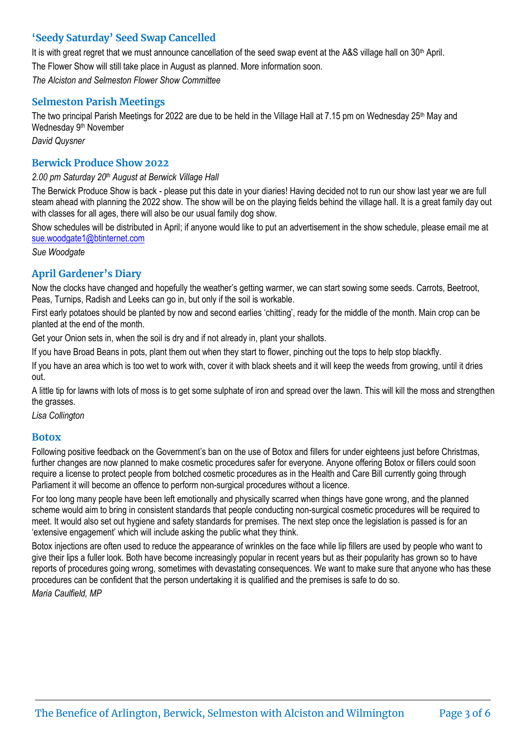## 'Seedy Saturday' Seed Swap Cancelled

It is with great regret that we must announce cancellation of the seed swap event at the A&S village hall on 30th April.

The Flower Show will still take place in August as planned. More information soon.

*The Alciston and Selmeston Flower Show Committee*

## Selmeston Parish Meetings

The two principal Parish Meetings for 2022 are due to be held in the Village Hall at 7.15 pm on Wednesday 25th May and Wednesday 9th November

*David Quysner*

## Berwick Produce Show 2022

*2.00 pm Saturday 20th August at Berwick Village Hall*

The Berwick Produce Show is back - please put this date in your diaries! Having decided not to run our show last year we are full steam ahead with planning the 2022 show. The show will be on the playing fields behind the village hall. It is a great family day out with classes for all ages, there will also be our usual family dog show.

Show schedules will be distributed in April; if anyone would like to put an advertisement in the show schedule, please email me at sue.woodgate1@btinternet.com

*Sue Woodgate*

## April Gardener's Diary

Now the clocks have changed and hopefully the weather's getting warmer, we can start sowing some seeds. Carrots, Beetroot, Peas, Turnips, Radish and Leeks can go in, but only if the soil is workable.

First early potatoes should be planted by now and second earlies 'chitting', ready for the middle of the month. Main crop can be planted at the end of the month.

Get your Onion sets in, when the soil is dry and if not already in, plant your shallots.

If you have Broad Beans in pots, plant them out when they start to flower, pinching out the tops to help stop blackfly.

If you have an area which is too wet to work with, cover it with black sheets and it will keep the weeds from growing, until it dries out.

A little tip for lawns with lots of moss is to get some sulphate of iron and spread over the lawn. This will kill the moss and strengthen the grasses.

*Lisa Collington*

## Botox

Following positive feedback on the Government's ban on the use of Botox and fillers for under eighteens just before Christmas, further changes are now planned to make cosmetic procedures safer for everyone. Anyone offering Botox or fillers could soon require a license to protect people from botched cosmetic procedures as in the Health and Care Bill currently going through Parliament it will become an offence to perform non-surgical procedures without a licence.

For too long many people have been left emotionally and physically scarred when things have gone wrong, and the planned scheme would aim to bring in consistent standards that people conducting non-surgical cosmetic procedures will be required to meet. It would also set out hygiene and safety standards for premises. The next step once the legislation is passed is for an 'extensive engagement' which will include asking the public what they think.

Botox injections are often used to reduce the appearance of wrinkles on the face while lip fillers are used by people who want to give their lips a fuller look. Both have become increasingly popular in recent years but as their popularity has grown so to have reports of procedures going wrong, sometimes with devastating consequences. We want to make sure that anyone who has these procedures can be confident that the person undertaking it is qualified and the premises is safe to do so.

*Maria Caulfield, MP*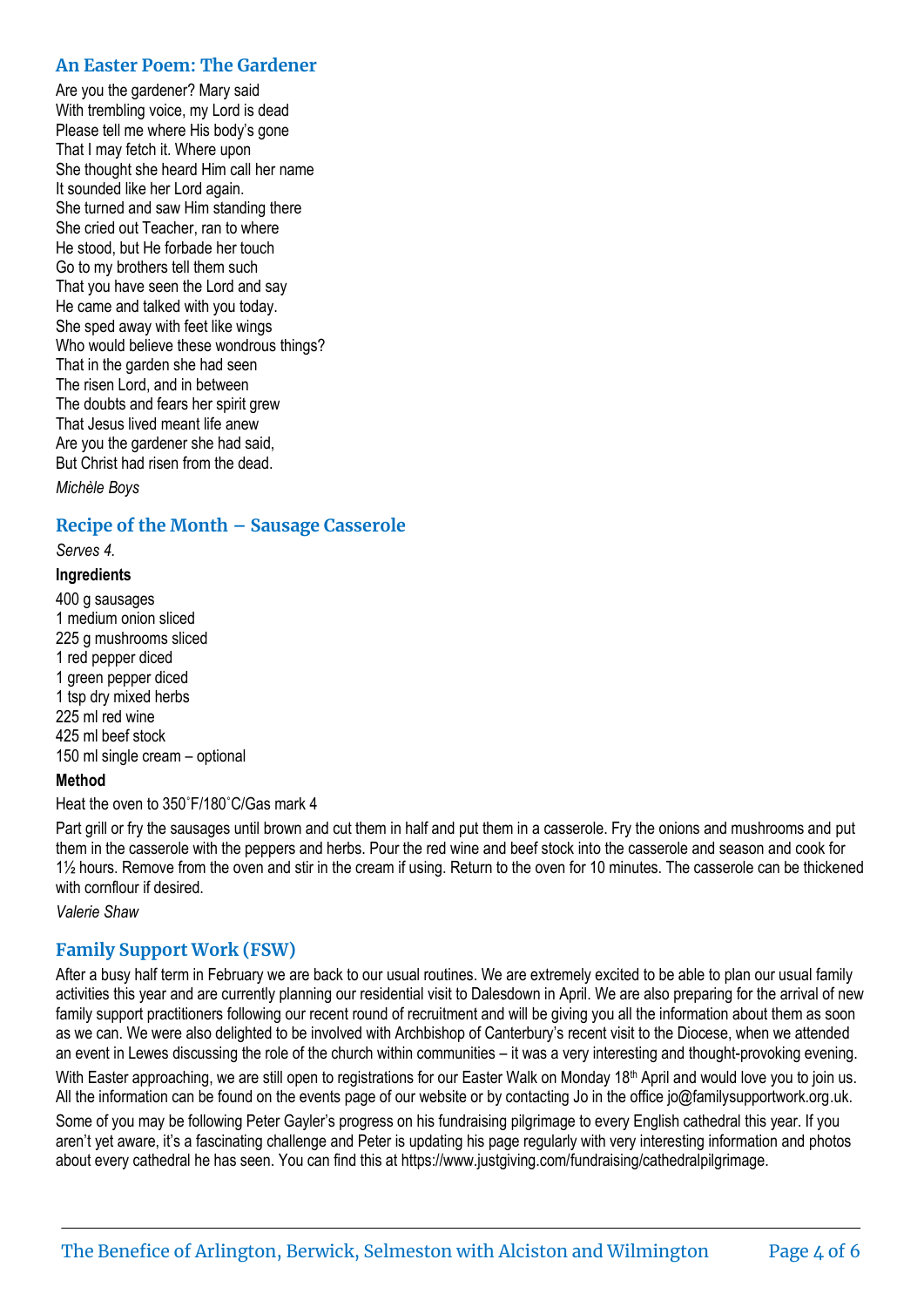## An Easter Poem: The Gardener

Are you the gardener? Mary said
With trembling voice, my Lord is dead
Please tell me where His body's gone
That I may fetch it. Where upon
She thought she heard Him call her name
It sounded like her Lord again.
She turned and saw Him standing there
She cried out Teacher, ran to where
He stood, but He forbade her touch
Go to my brothers tell them such
That you have seen the Lord and say
He came and talked with you today.
She sped away with feet like wings
Who would believe these wondrous things?
That in the garden she had seen
The risen Lord, and in between
The doubts and fears her spirit grew
That Jesus lived meant life anew
Are you the gardener she had said,
But Christ had risen from the dead.

*Michèle Boys*

## Recipe of the Month – Sausage Casserole

*Serves 4.*

**Ingredients**

400 g sausages
1 medium onion sliced
225 g mushrooms sliced
1 red pepper diced
1 green pepper diced
1 tsp dry mixed herbs
225 ml red wine
425 ml beef stock
150 ml single cream – optional

**Method**

Heat the oven to 350˚F/180˚C/Gas mark 4

Part grill or fry the sausages until brown and cut them in half and put them in a casserole. Fry the onions and mushrooms and put them in the casserole with the peppers and herbs. Pour the red wine and beef stock into the casserole and season and cook for 1½ hours. Remove from the oven and stir in the cream if using. Return to the oven for 10 minutes. The casserole can be thickened with cornflour if desired.

*Valerie Shaw*

## Family Support Work (FSW)

After a busy half term in February we are back to our usual routines. We are extremely excited to be able to plan our usual family activities this year and are currently planning our residential visit to Dalesdown in April. We are also preparing for the arrival of new family support practitioners following our recent round of recruitment and will be giving you all the information about them as soon as we can. We were also delighted to be involved with Archbishop of Canterbury's recent visit to the Diocese, when we attended an event in Lewes discussing the role of the church within communities – it was a very interesting and thought-provoking evening.

With Easter approaching, we are still open to registrations for our Easter Walk on Monday 18th April and would love you to join us. All the information can be found on the events page of our website or by contacting Jo in the office jo@familysupportwork.org.uk.

Some of you may be following Peter Gayler's progress on his fundraising pilgrimage to every English cathedral this year. If you aren't yet aware, it's a fascinating challenge and Peter is updating his page regularly with very interesting information and photos about every cathedral he has seen. You can find this at https://www.justgiving.com/fundraising/cathedralpilgrimage.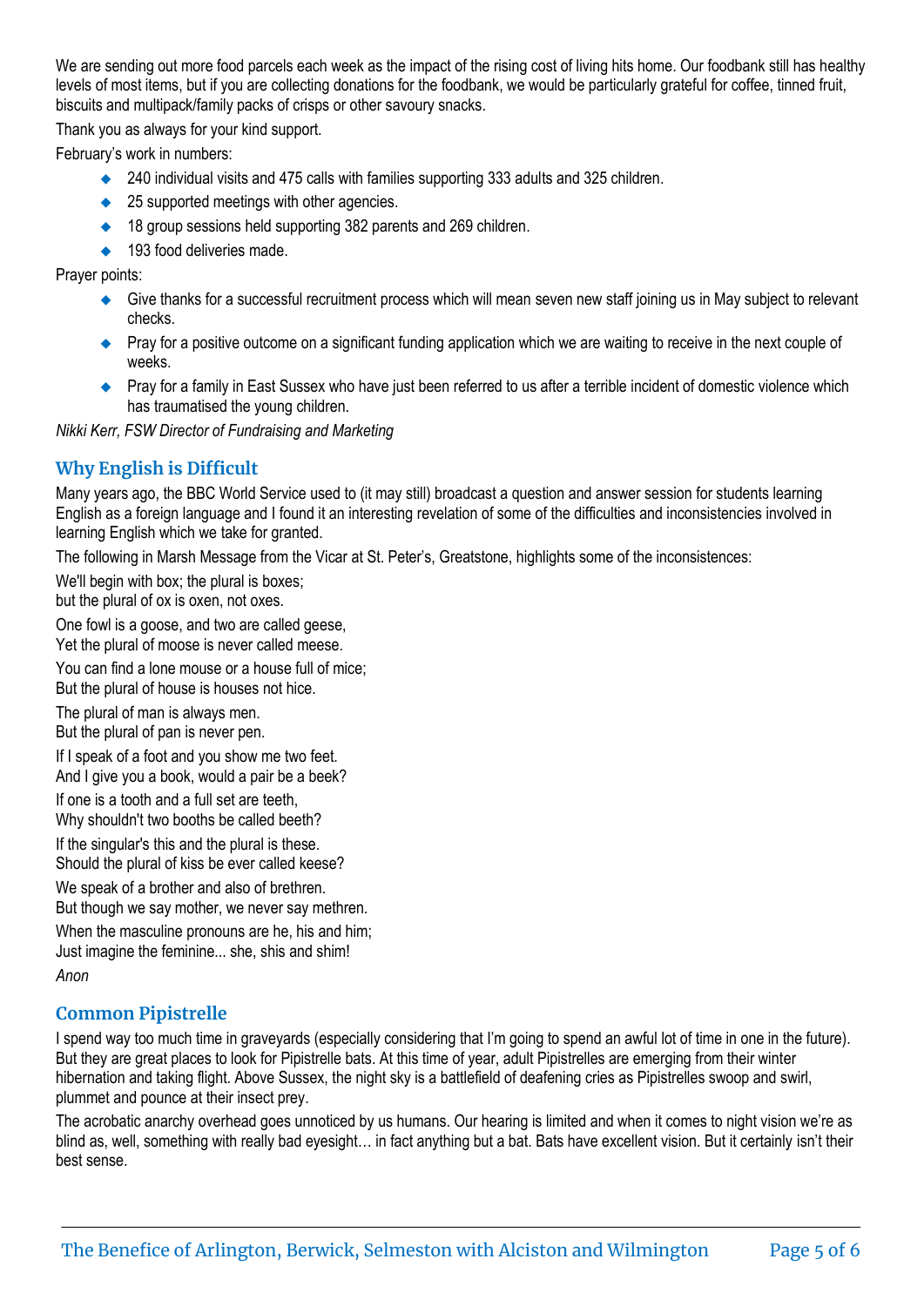We are sending out more food parcels each week as the impact of the rising cost of living hits home. Our foodbank still has healthy levels of most items, but if you are collecting donations for the foodbank, we would be particularly grateful for coffee, tinned fruit, biscuits and multipack/family packs of crisps or other savoury snacks.

Thank you as always for your kind support.

February's work in numbers:

- 240 individual visits and 475 calls with families supporting 333 adults and 325 children.
- 25 supported meetings with other agencies.
- 18 group sessions held supporting 382 parents and 269 children.
- 193 food deliveries made.

Prayer points:

- Give thanks for a successful recruitment process which will mean seven new staff joining us in May subject to relevant checks.
- Pray for a positive outcome on a significant funding application which we are waiting to receive in the next couple of weeks.
- Pray for a family in East Sussex who have just been referred to us after a terrible incident of domestic violence which has traumatised the young children.

*Nikki Kerr, FSW Director of Fundraising and Marketing*

## Why English is Difficult

Many years ago, the BBC World Service used to (it may still) broadcast a question and answer session for students learning English as a foreign language and I found it an interesting revelation of some of the difficulties and inconsistencies involved in learning English which we take for granted.

The following in Marsh Message from the Vicar at St. Peter's, Greatstone, highlights some of the inconsistences:

We'll begin with box; the plural is boxes;
but the plural of ox is oxen, not oxes.

One fowl is a goose, and two are called geese,
Yet the plural of moose is never called meese.

You can find a lone mouse or a house full of mice;
But the plural of house is houses not hice.

The plural of man is always men.
But the plural of pan is never pen.

If I speak of a foot and you show me two feet.
And I give you a book, would a pair be a beek?

If one is a tooth and a full set are teeth,
Why shouldn't two booths be called beeth?

If the singular's this and the plural is these.
Should the plural of kiss be ever called keese?

We speak of a brother and also of brethren.
But though we say mother, we never say methren.

When the masculine pronouns are he, his and him;
Just imagine the feminine... she, shis and shim!

*Anon*

## Common Pipistrelle

I spend way too much time in graveyards (especially considering that I'm going to spend an awful lot of time in one in the future). But they are great places to look for Pipistrelle bats. At this time of year, adult Pipistrelles are emerging from their winter hibernation and taking flight. Above Sussex, the night sky is a battlefield of deafening cries as Pipistrelles swoop and swirl, plummet and pounce at their insect prey.

The acrobatic anarchy overhead goes unnoticed by us humans. Our hearing is limited and when it comes to night vision we're as blind as, well, something with really bad eyesight… in fact anything but a bat. Bats have excellent vision. But it certainly isn't their best sense.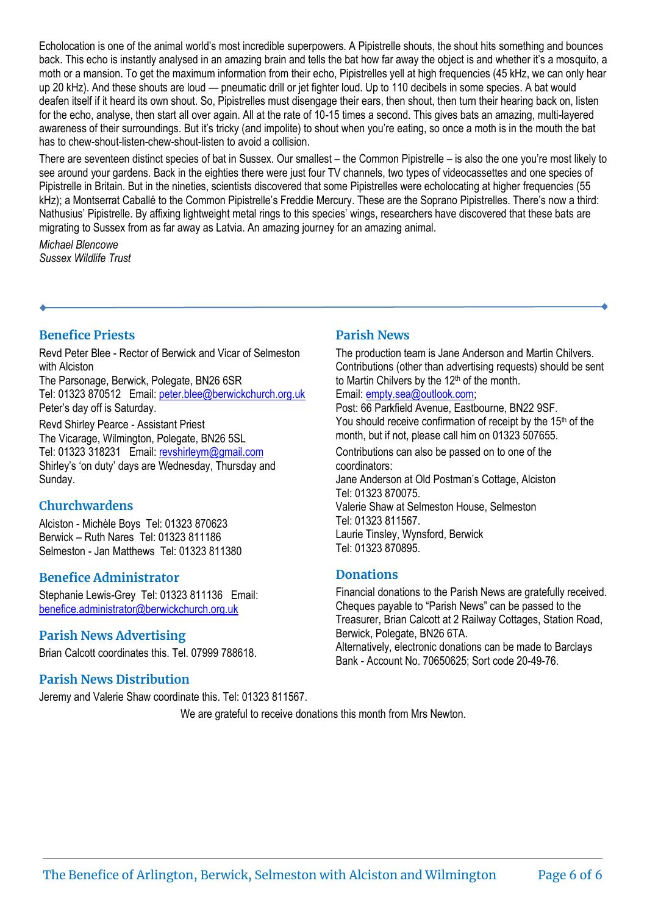Echolocation is one of the animal world's most incredible superpowers. A Pipistrelle shouts, the shout hits something and bounces back. This echo is instantly analysed in an amazing brain and tells the bat how far away the object is and whether it's a mosquito, a moth or a mansion. To get the maximum information from their echo, Pipistrelles yell at high frequencies (45 kHz, we can only hear up 20 kHz). And these shouts are loud — pneumatic drill or jet fighter loud. Up to 110 decibels in some species. A bat would deafen itself if it heard its own shout. So, Pipistrelles must disengage their ears, then shout, then turn their hearing back on, listen for the echo, analyse, then start all over again. All at the rate of 10-15 times a second. This gives bats an amazing, multi-layered awareness of their surroundings. But it's tricky (and impolite) to shout when you're eating, so once a moth is in the mouth the bat has to chew-shout-listen-chew-shout-listen to avoid a collision.

There are seventeen distinct species of bat in Sussex. Our smallest – the Common Pipistrelle – is also the one you're most likely to see around your gardens. Back in the eighties there were just four TV channels, two types of videocassettes and one species of Pipistrelle in Britain. But in the nineties, scientists discovered that some Pipistrelles were echolocating at higher frequencies (55 kHz); a Montserrat Caballé to the Common Pipistrelle's Freddie Mercury. These are the Soprano Pipistrelles. There's now a third: Nathusius' Pipistrelle. By affixing lightweight metal rings to this species' wings, researchers have discovered that these bats are migrating to Sussex from as far away as Latvia. An amazing journey for an amazing animal.

*Michael Blencowe*
*Sussex Wildlife Trust*

---

## Benefice Priests

Revd Peter Blee - Rector of Berwick and Vicar of Selmeston with Alciston
The Parsonage, Berwick, Polegate, BN26 6SR
Tel: 01323 870512 Email: peter.blee@berwickchurch.org.uk
Peter's day off is Saturday.

Revd Shirley Pearce - Assistant Priest
The Vicarage, Wilmington, Polegate, BN26 5SL
Tel: 01323 318231 Email: revshirleym@gmail.com
Shirley's 'on duty' days are Wednesday, Thursday and Sunday.

## Churchwardens

Alciston - Michèle Boys Tel: 01323 870623
Berwick – Ruth Nares Tel: 01323 811186
Selmeston - Jan Matthews Tel: 01323 811380

## Benefice Administrator

Stephanie Lewis-Grey Tel: 01323 811136 Email: benefice.administrator@berwickchurch.org.uk

## Parish News Advertising

Brian Calcott coordinates this. Tel. 07999 788618.

## Parish News Distribution

Jeremy and Valerie Shaw coordinate this. Tel: 01323 811567.

## Parish News

The production team is Jane Anderson and Martin Chilvers. Contributions (other than advertising requests) should be sent to Martin Chilvers by the 12th of the month.
Email: empty.sea@outlook.com;
Post: 66 Parkfield Avenue, Eastbourne, BN22 9SF.
You should receive confirmation of receipt by the 15th of the month, but if not, please call him on 01323 507655.

Contributions can also be passed on to one of the coordinators:
Jane Anderson at Old Postman's Cottage, Alciston
Tel: 01323 870075.
Valerie Shaw at Selmeston House, Selmeston
Tel: 01323 811567.
Laurie Tinsley, Wynsford, Berwick
Tel: 01323 870895.

## Donations

Financial donations to the Parish News are gratefully received. Cheques payable to "Parish News" can be passed to the Treasurer, Brian Calcott at 2 Railway Cottages, Station Road, Berwick, Polegate, BN26 6TA.
Alternatively, electronic donations can be made to Barclays Bank - Account No. 70650625; Sort code 20-49-76.

We are grateful to receive donations this month from Mrs Newton.